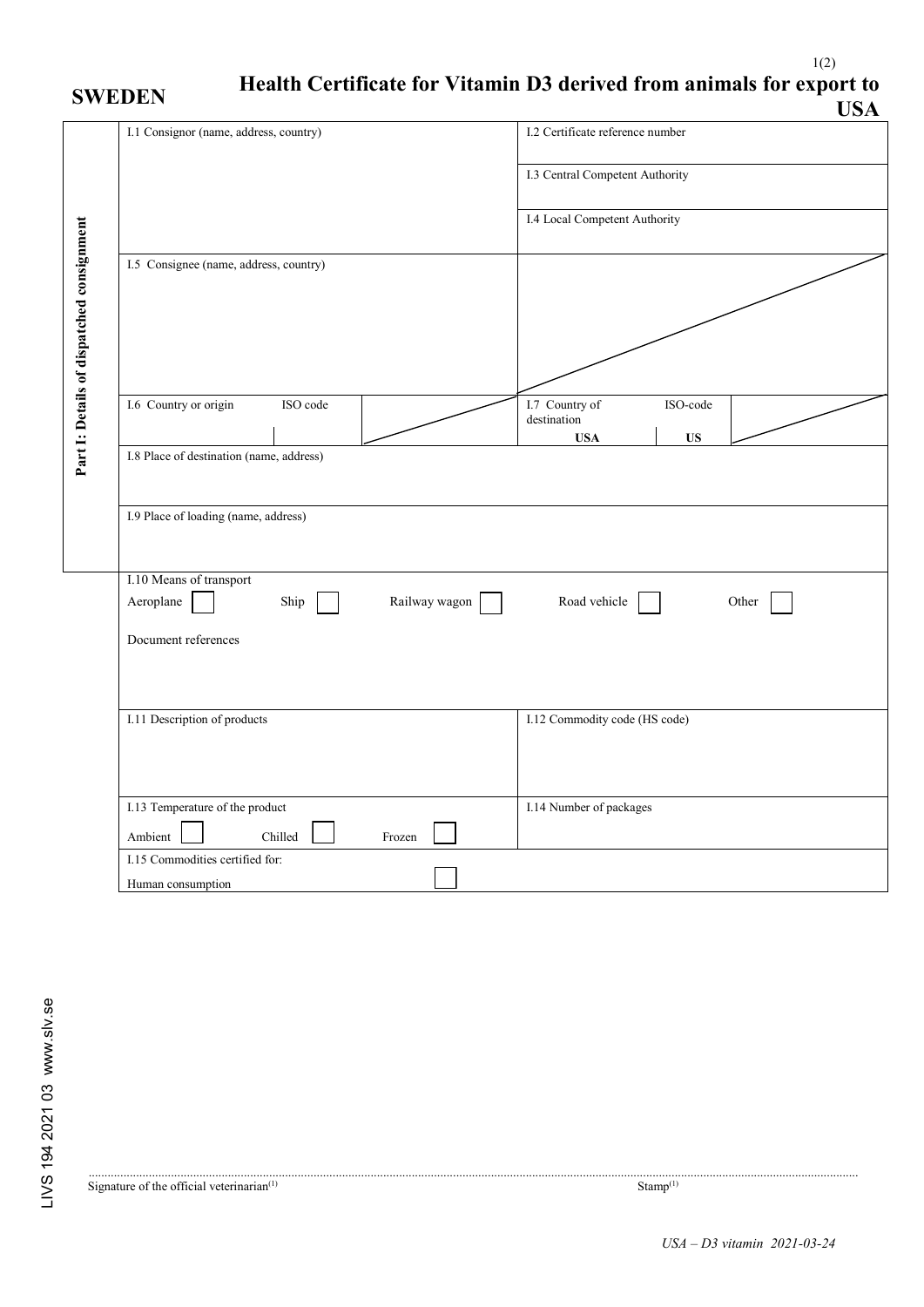**SWEDEN**

# Health Certificate for Vitamin D3 derived from animals for export to USA

**Part I: Details of dispatched consignment**

| | |
|---|---|
| I.1 Consignor (name, address, country) | I.2 Certificate reference number |
| | I.3 Central Competent Authority |
| | I.4 Local Competent Authority |
| I.5 Consignee (name, address, country) | |
| I.6 Country or origin — ISO code | I.7 Country of destination: **USA** — ISO-code: **US** |
| I.8 Place of destination (name, address) | |
| I.9 Place of loading (name, address) | |
| I.10 Means of transport: Aeroplane ☐ Ship ☐ Railway wagon ☐ Road vehicle ☐ Other ☐<br>Document references | |
| I.11 Description of products | I.12 Commodity code (HS code) |
| I.13 Temperature of the product: Ambient ☐ Chilled ☐ Frozen ☐ | I.14 Number of packages |
| I.15 Commodities certified for: Human consumption ☐ | |

LIVS 194 2021 03 www.slv.se

..............................................................................................................................................

Signature of the official veterinarian[1] Stamp[1]

*USA – D3 vitamin 2021-03-24*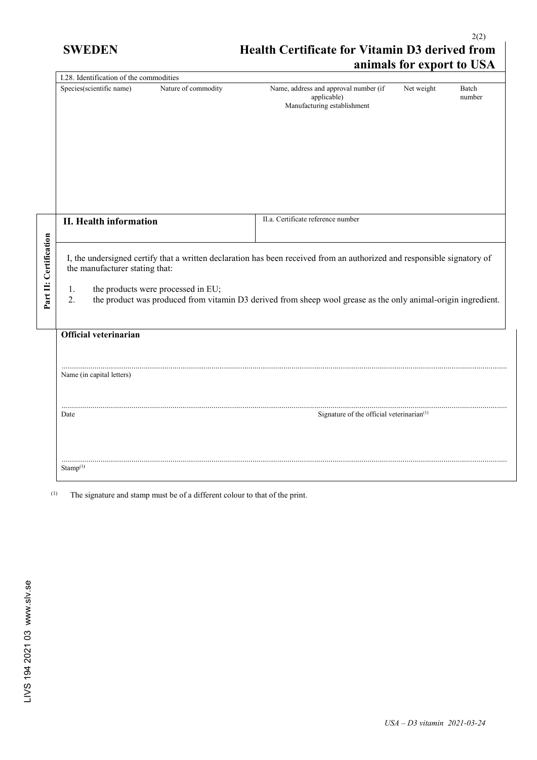# SWEDEN

# Health Certificate for Vitamin D3 derived from animals for export to USA

I.28. Identification of the commodities

| Species(scientific name) | Nature of commodity | Name, address and approval number (if applicable) Manufacturing establishment | Net weight | Batch number |
|---|---|---|---|---|
| | | | | |

**Part II: Certification**

## II. Health information

II.a. Certificate reference number

I, the undersigned certify that a written declaration has been received from an authorized and responsible signatory of the manufacturer stating that:

1. the products were processed in EU;
2. the product was produced from vitamin D3 derived from sheep wool grease as the only animal-origin ingredient.

**Official veterinarian**

..............................................................................

Name (in capital letters)

..............................................................................

Date                                        Signature of the official veterinarian[1]

..............................................................................

Stamp[1]

[1] The signature and stamp must be of a different colour to that of the print.

LIVS 194 2021 03 www.slv.se

*USA – D3 vitamin 2021-03-24*